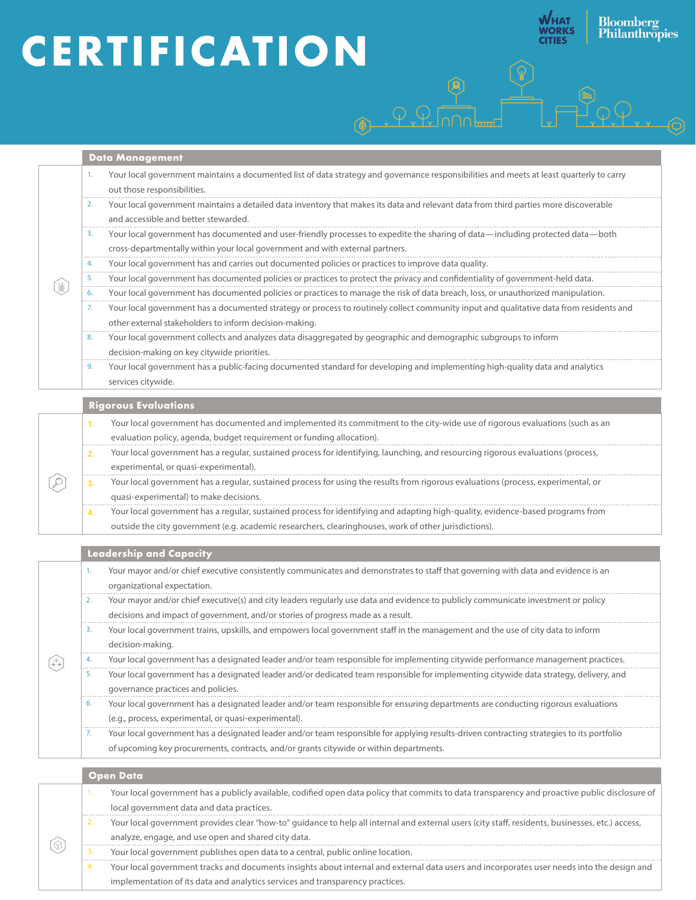# CERTIFICATION

What Works Cities | Bloomberg Philanthropies

## Data Management

1. Your local government maintains a documented list of data strategy and governance responsibilities and meets at least quarterly to carry out those responsibilities.
2. Your local government maintains a detailed data inventory that makes its data and relevant data from third parties more discoverable and accessible and better stewarded.
3. Your local government has documented and user-friendly processes to expedite the sharing of data—including protected data—both cross-departmentally within your local government and with external partners.
4. Your local government has and carries out documented policies or practices to improve data quality.
5. Your local government has documented policies or practices to protect the privacy and confidentiality of government-held data.
6. Your local government has documented policies or practices to manage the risk of data breach, loss, or unauthorized manipulation.
7. Your local government has a documented strategy or process to routinely collect community input and qualitative data from residents and other external stakeholders to inform decision-making.
8. Your local government collects and analyzes data disaggregated by geographic and demographic subgroups to inform decision-making on key citywide priorities.
9. Your local government has a public-facing documented standard for developing and implementing high-quality data and analytics services citywide.

## Rigorous Evaluations

1. Your local government has documented and implemented its commitment to the city-wide use of rigorous evaluations (such as an evaluation policy, agenda, budget requirement or funding allocation).
2. Your local government has a regular, sustained process for identifying, launching, and resourcing rigorous evaluations (process, experimental, or quasi-experimental).
3. Your local government has a regular, sustained process for using the results from rigorous evaluations (process, experimental, or quasi-experimental) to make decisions.
4. Your local government has a regular, sustained process for identifying and adapting high-quality, evidence-based programs from outside the city government (e.g. academic researchers, clearinghouses, work of other jurisdictions).

## Leadership and Capacity

1. Your mayor and/or chief executive consistently communicates and demonstrates to staff that governing with data and evidence is an organizational expectation.
2. Your mayor and/or chief executive(s) and city leaders regularly use data and evidence to publicly communicate investment or policy decisions and impact of government, and/or stories of progress made as a result.
3. Your local government trains, upskills, and empowers local government staff in the management and the use of city data to inform decision-making.
4. Your local government has a designated leader and/or team responsible for implementing citywide performance management practices.
5. Your local government has a designated leader and/or dedicated team responsible for implementing citywide data strategy, delivery, and governance practices and policies.
6. Your local government has a designated leader and/or team responsible for ensuring departments are conducting rigorous evaluations (e.g., process, experimental, or quasi-experimental).
7. Your local government has a designated leader and/or team responsible for applying results-driven contracting strategies to its portfolio of upcoming key procurements, contracts, and/or grants citywide or within departments.

## Open Data

1. Your local government has a publicly available, codified open data policy that commits to data transparency and proactive public disclosure of local government data and data practices.
2. Your local government provides clear "how-to" guidance to help all internal and external users (city staff, residents, businesses, etc.) access, analyze, engage, and use open and shared city data.
3. Your local government publishes open data to a central, public online location.
4. Your local government tracks and documents insights about internal and external data users and incorporates user needs into the design and implementation of its data and analytics services and transparency practices.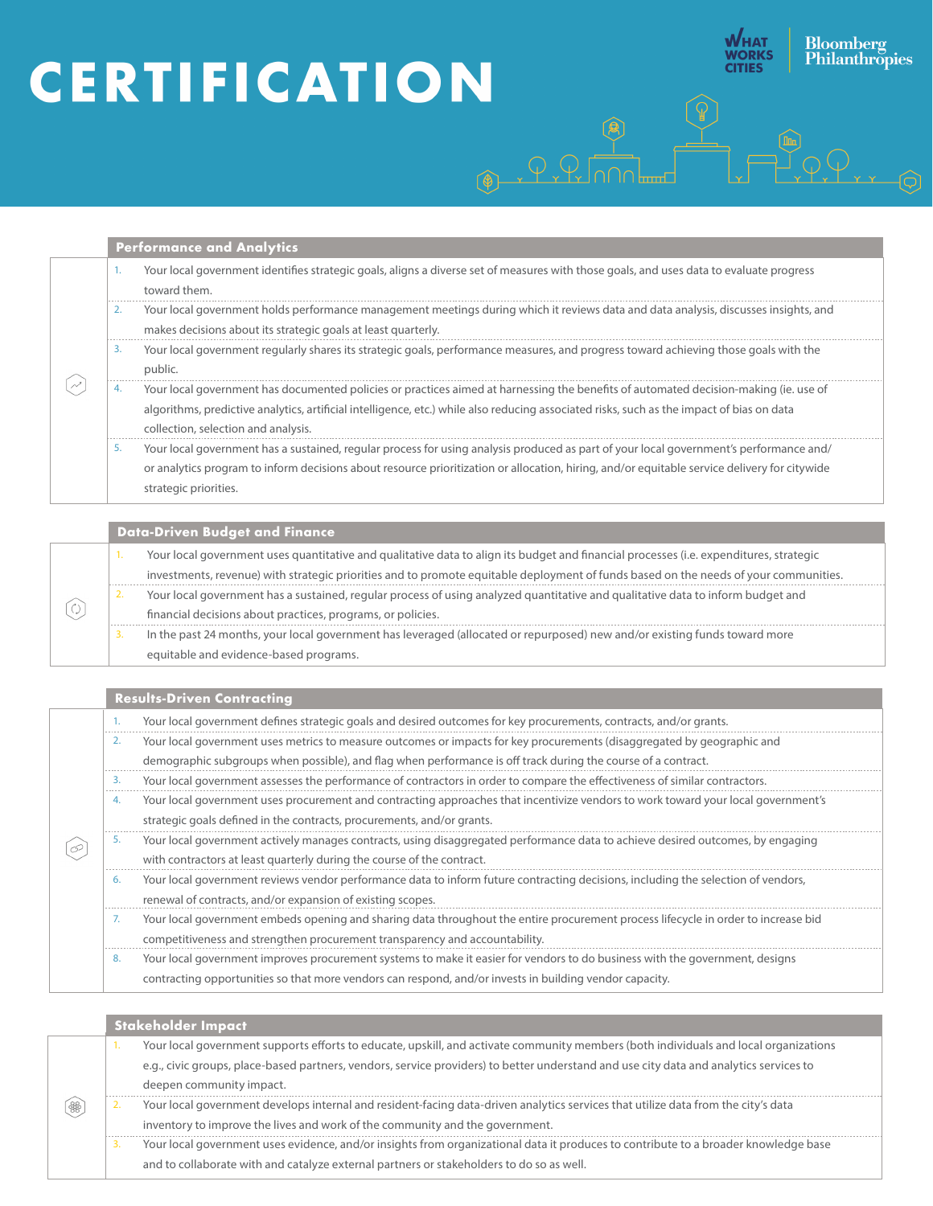# CERTIFICATION

## Performance and Analytics

1. Your local government identifies strategic goals, aligns a diverse set of measures with those goals, and uses data to evaluate progress toward them.
2. Your local government holds performance management meetings during which it reviews data and data analysis, discusses insights, and makes decisions about its strategic goals at least quarterly.
3. Your local government regularly shares its strategic goals, performance measures, and progress toward achieving those goals with the public.
4. Your local government has documented policies or practices aimed at harnessing the benefits of automated decision-making (ie. use of algorithms, predictive analytics, artificial intelligence, etc.) while also reducing associated risks, such as the impact of bias on data collection, selection and analysis.
5. Your local government has a sustained, regular process for using analysis produced as part of your local government's performance and/or analytics program to inform decisions about resource prioritization or allocation, hiring, and/or equitable service delivery for citywide strategic priorities.

## Data-Driven Budget and Finance

1. Your local government uses quantitative and qualitative data to align its budget and financial processes (i.e. expenditures, strategic investments, revenue) with strategic priorities and to promote equitable deployment of funds based on the needs of your communities.
2. Your local government has a sustained, regular process of using analyzed quantitative and qualitative data to inform budget and financial decisions about practices, programs, or policies.
3. In the past 24 months, your local government has leveraged (allocated or repurposed) new and/or existing funds toward more equitable and evidence-based programs.

## Results-Driven Contracting

1. Your local government defines strategic goals and desired outcomes for key procurements, contracts, and/or grants.
2. Your local government uses metrics to measure outcomes or impacts for key procurements (disaggregated by geographic and demographic subgroups when possible), and flag when performance is off track during the course of a contract.
3. Your local government assesses the performance of contractors in order to compare the effectiveness of similar contractors.
4. Your local government uses procurement and contracting approaches that incentivize vendors to work toward your local government's strategic goals defined in the contracts, procurements, and/or grants.
5. Your local government actively manages contracts, using disaggregated performance data to achieve desired outcomes, by engaging with contractors at least quarterly during the course of the contract.
6. Your local government reviews vendor performance data to inform future contracting decisions, including the selection of vendors, renewal of contracts, and/or expansion of existing scopes.
7. Your local government embeds opening and sharing data throughout the entire procurement process lifecycle in order to increase bid competitiveness and strengthen procurement transparency and accountability.
8. Your local government improves procurement systems to make it easier for vendors to do business with the government, designs contracting opportunities so that more vendors can respond, and/or invests in building vendor capacity.

## Stakeholder Impact

1. Your local government supports efforts to educate, upskill, and activate community members (both individuals and local organizations e.g., civic groups, place-based partners, vendors, service providers) to better understand and use city data and analytics services to deepen community impact.
2. Your local government develops internal and resident-facing data-driven analytics services that utilize data from the city's data inventory to improve the lives and work of the community and the government.
3. Your local government uses evidence, and/or insights from organizational data it produces to contribute to a broader knowledge base and to collaborate with and catalyze external partners or stakeholders to do so as well.